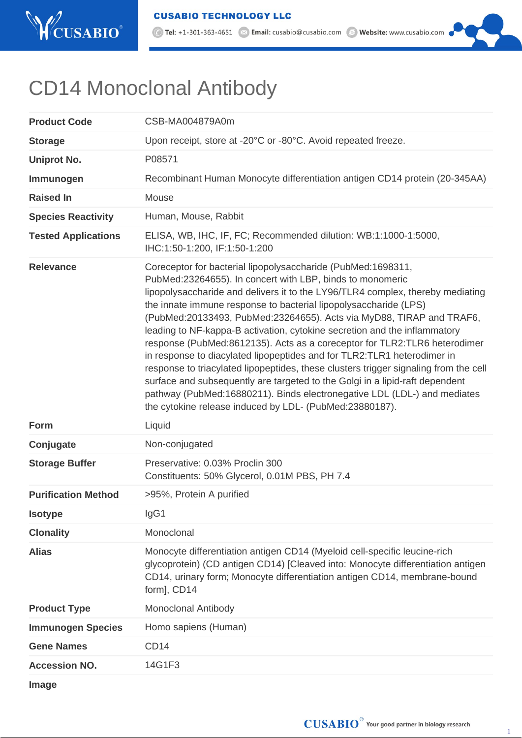# CD14 Monoclonal Antibody

| | |
|---|---|
| **Product Code** | CSB-MA004879A0m |
| **Storage** | Upon receipt, store at -20°C or -80°C. Avoid repeated freeze. |
| **Uniprot No.** | P08571 |
| **Immunogen** | Recombinant Human Monocyte differentiation antigen CD14 protein (20-345AA) |
| **Raised In** | Mouse |
| **Species Reactivity** | Human, Mouse, Rabbit |
| **Tested Applications** | ELISA, WB, IHC, IF, FC; Recommended dilution: WB:1:1000-1:5000, IHC:1:50-1:200, IF:1:50-1:200 |
| **Relevance** | Coreceptor for bacterial lipopolysaccharide (PubMed:1698311, PubMed:23264655). In concert with LBP, binds to monomeric lipopolysaccharide and delivers it to the LY96/TLR4 complex, thereby mediating the innate immune response to bacterial lipopolysaccharide (LPS) (PubMed:20133493, PubMed:23264655). Acts via MyD88, TIRAP and TRAF6, leading to NF-kappa-B activation, cytokine secretion and the inflammatory response (PubMed:8612135). Acts as a coreceptor for TLR2:TLR6 heterodimer in response to diacylated lipopeptides and for TLR2:TLR1 heterodimer in response to triacylated lipopeptides, these clusters trigger signaling from the cell surface and subsequently are targeted to the Golgi in a lipid-raft dependent pathway (PubMed:16880211). Binds electronegative LDL (LDL-) and mediates the cytokine release induced by LDL- (PubMed:23880187). |
| **Form** | Liquid |
| **Conjugate** | Non-conjugated |
| **Storage Buffer** | Preservative: 0.03% Proclin 300<br>Constituents: 50% Glycerol, 0.01M PBS, PH 7.4 |
| **Purification Method** | >95%, Protein A purified |
| **Isotype** | IgG1 |
| **Clonality** | Monoclonal |
| **Alias** | Monocyte differentiation antigen CD14 (Myeloid cell-specific leucine-rich glycoprotein) (CD antigen CD14) [Cleaved into: Monocyte differentiation antigen CD14, urinary form; Monocyte differentiation antigen CD14, membrane-bound form], CD14 |
| **Product Type** | Monoclonal Antibody |
| **Immunogen Species** | Homo sapiens (Human) |
| **Gene Names** | CD14 |
| **Accession NO.** | 14G1F3 |
| **Image** | |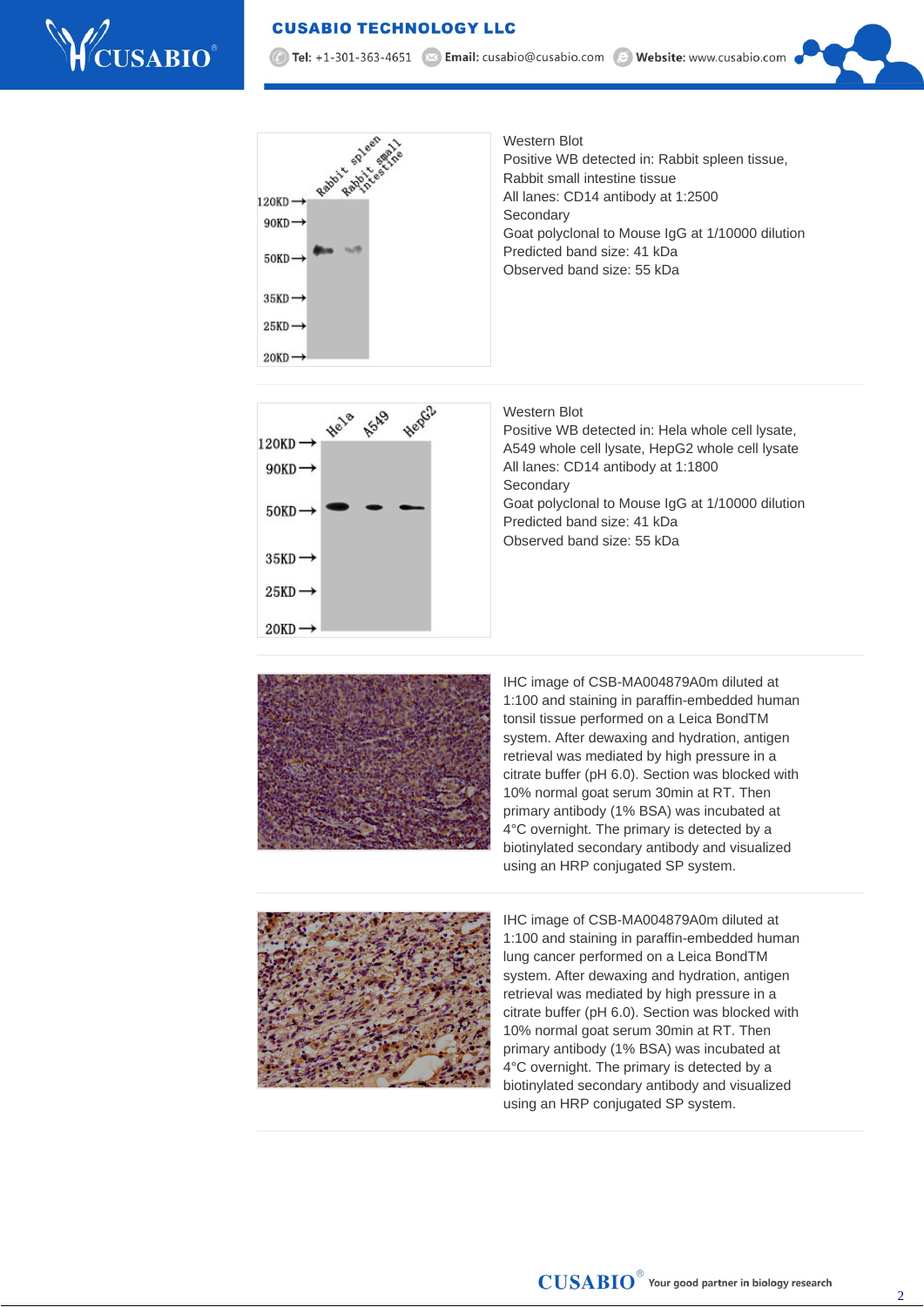Western Blot
Positive WB detected in: Rabbit spleen tissue, Rabbit small intestine tissue
All lanes: CD14 antibody at 1:2500
Secondary
Goat polyclonal to Mouse IgG at 1/10000 dilution
Predicted band size: 41 kDa
Observed band size: 55 kDa

Western Blot
Positive WB detected in: Hela whole cell lysate, A549 whole cell lysate, HepG2 whole cell lysate
All lanes: CD14 antibody at 1:1800
Secondary
Goat polyclonal to Mouse IgG at 1/10000 dilution
Predicted band size: 41 kDa
Observed band size: 55 kDa

IHC image of CSB-MA004879A0m diluted at 1:100 and staining in paraffin-embedded human tonsil tissue performed on a Leica BondTM system. After dewaxing and hydration, antigen retrieval was mediated by high pressure in a citrate buffer (pH 6.0). Section was blocked with 10% normal goat serum 30min at RT. Then primary antibody (1% BSA) was incubated at 4°C overnight. The primary is detected by a biotinylated secondary antibody and visualized using an HRP conjugated SP system.

IHC image of CSB-MA004879A0m diluted at 1:100 and staining in paraffin-embedded human lung cancer performed on a Leica BondTM system. After dewaxing and hydration, antigen retrieval was mediated by high pressure in a citrate buffer (pH 6.0). Section was blocked with 10% normal goat serum 30min at RT. Then primary antibody (1% BSA) was incubated at 4°C overnight. The primary is detected by a biotinylated secondary antibody and visualized using an HRP conjugated SP system.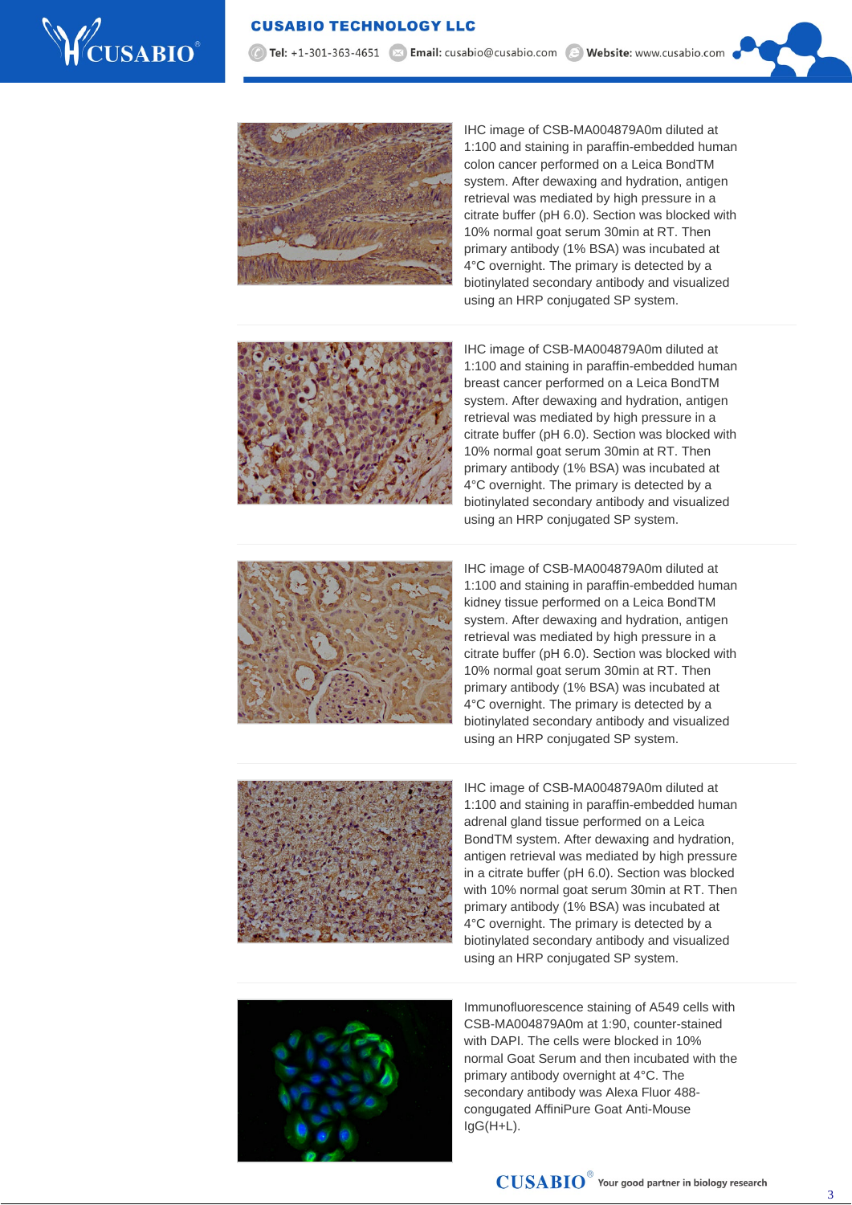IHC image of CSB-MA004879A0m diluted at 1:100 and staining in paraffin-embedded human colon cancer performed on a Leica BondTM system. After dewaxing and hydration, antigen retrieval was mediated by high pressure in a citrate buffer (pH 6.0). Section was blocked with 10% normal goat serum 30min at RT. Then primary antibody (1% BSA) was incubated at 4°C overnight. The primary is detected by a biotinylated secondary antibody and visualized using an HRP conjugated SP system.

IHC image of CSB-MA004879A0m diluted at 1:100 and staining in paraffin-embedded human breast cancer performed on a Leica BondTM system. After dewaxing and hydration, antigen retrieval was mediated by high pressure in a citrate buffer (pH 6.0). Section was blocked with 10% normal goat serum 30min at RT. Then primary antibody (1% BSA) was incubated at 4°C overnight. The primary is detected by a biotinylated secondary antibody and visualized using an HRP conjugated SP system.

IHC image of CSB-MA004879A0m diluted at 1:100 and staining in paraffin-embedded human kidney tissue performed on a Leica BondTM system. After dewaxing and hydration, antigen retrieval was mediated by high pressure in a citrate buffer (pH 6.0). Section was blocked with 10% normal goat serum 30min at RT. Then primary antibody (1% BSA) was incubated at 4°C overnight. The primary is detected by a biotinylated secondary antibody and visualized using an HRP conjugated SP system.

IHC image of CSB-MA004879A0m diluted at 1:100 and staining in paraffin-embedded human adrenal gland tissue performed on a Leica BondTM system. After dewaxing and hydration, antigen retrieval was mediated by high pressure in a citrate buffer (pH 6.0). Section was blocked with 10% normal goat serum 30min at RT. Then primary antibody (1% BSA) was incubated at 4°C overnight. The primary is detected by a biotinylated secondary antibody and visualized using an HRP conjugated SP system.

Immunofluorescence staining of A549 cells with CSB-MA004879A0m at 1:90, counter-stained with DAPI. The cells were blocked in 10% normal Goat Serum and then incubated with the primary antibody overnight at 4°C. The secondary antibody was Alexa Fluor 488-congugated AffiniPure Goat Anti-Mouse IgG(H+L).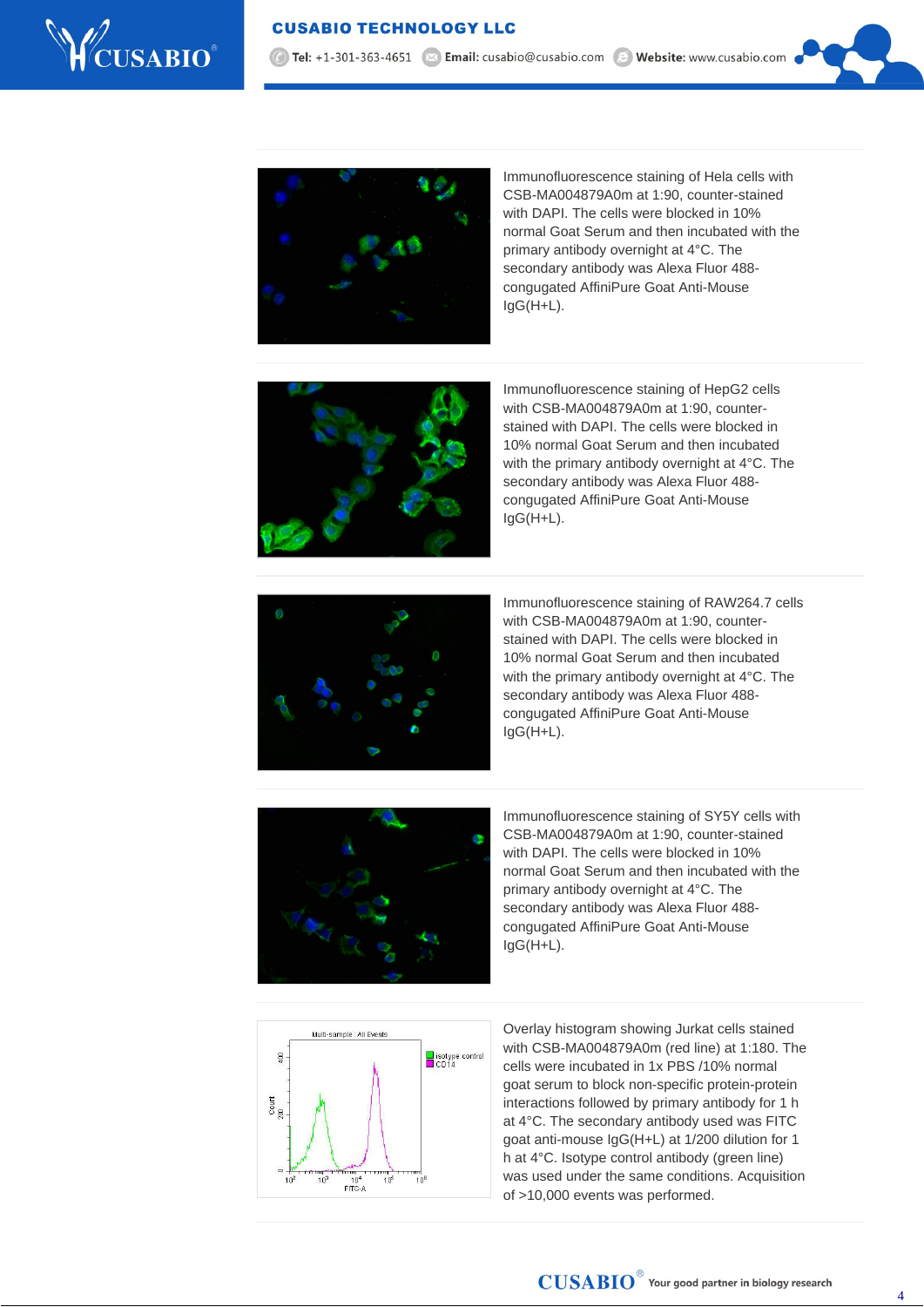Immunofluorescence staining of Hela cells with CSB-MA004879A0m at 1:90, counter-stained with DAPI. The cells were blocked in 10% normal Goat Serum and then incubated with the primary antibody overnight at 4°C. The secondary antibody was Alexa Fluor 488-congugated AffiniPure Goat Anti-Mouse IgG(H+L).

Immunofluorescence staining of HepG2 cells with CSB-MA004879A0m at 1:90, counter-stained with DAPI. The cells were blocked in 10% normal Goat Serum and then incubated with the primary antibody overnight at 4°C. The secondary antibody was Alexa Fluor 488-congugated AffiniPure Goat Anti-Mouse IgG(H+L).

Immunofluorescence staining of RAW264.7 cells with CSB-MA004879A0m at 1:90, counter-stained with DAPI. The cells were blocked in 10% normal Goat Serum and then incubated with the primary antibody overnight at 4°C. The secondary antibody was Alexa Fluor 488-congugated AffiniPure Goat Anti-Mouse IgG(H+L).

Immunofluorescence staining of SY5Y cells with CSB-MA004879A0m at 1:90, counter-stained with DAPI. The cells were blocked in 10% normal Goat Serum and then incubated with the primary antibody overnight at 4°C. The secondary antibody was Alexa Fluor 488-congugated AffiniPure Goat Anti-Mouse IgG(H+L).

Overlay histogram showing Jurkat cells stained with CSB-MA004879A0m (red line) at 1:180. The cells were incubated in 1x PBS /10% normal goat serum to block non-specific protein-protein interactions followed by primary antibody for 1 h at 4°C. The secondary antibody used was FITC goat anti-mouse IgG(H+L) at 1/200 dilution for 1 h at 4°C. Isotype control antibody (green line) was used under the same conditions. Acquisition of >10,000 events was performed.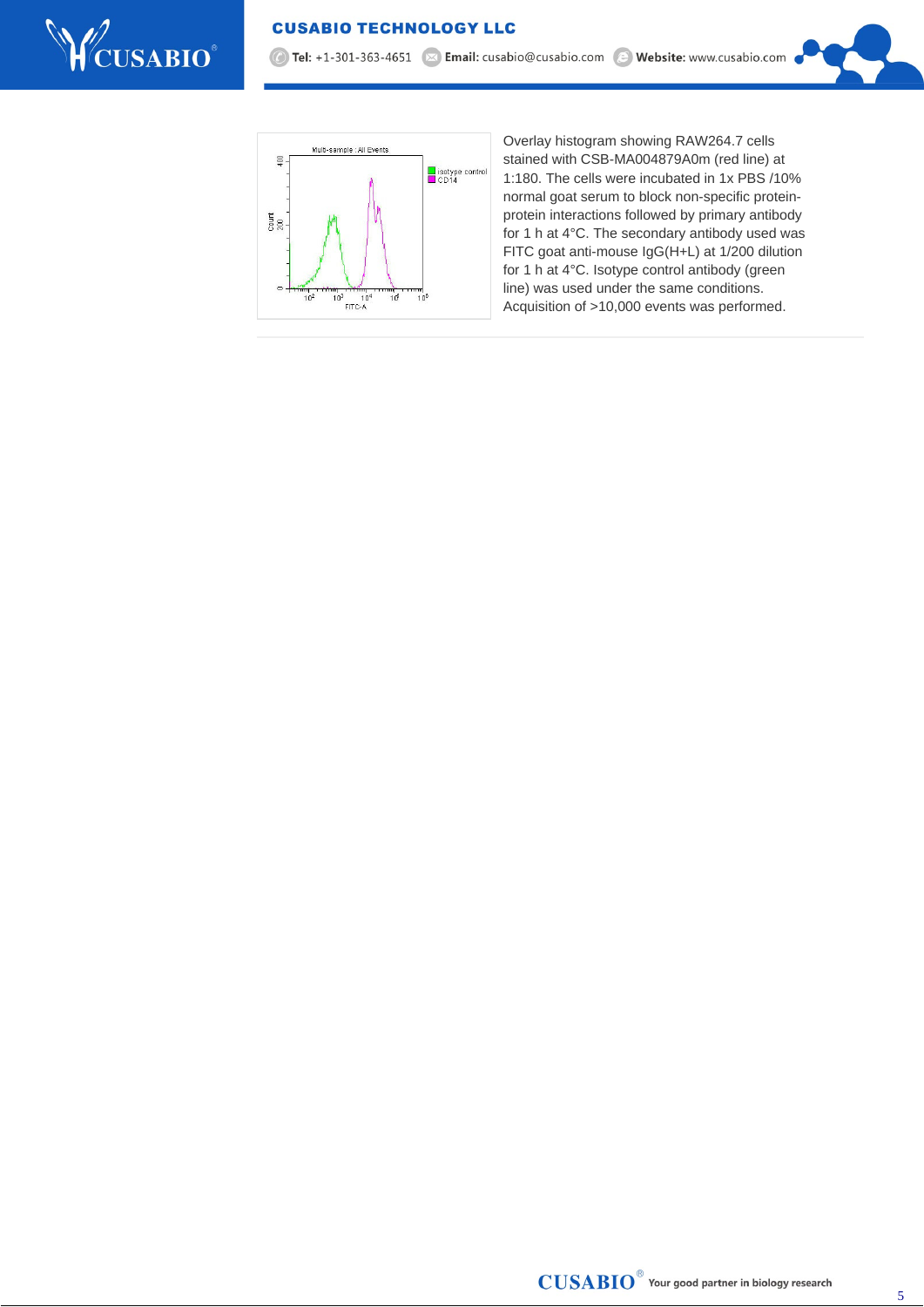Multi-sample : All Events

Isotype control
CD14

Count
0
200
400

$10^2$ $10^3$ $10^4$ $10^5$ $10^6$
FITC-A

Overlay histogram showing RAW264.7 cells stained with CSB-MA004879A0m (red line) at 1:180. The cells were incubated in 1x PBS /10% normal goat serum to block non-specific protein-protein interactions followed by primary antibody for 1 h at 4°C. The secondary antibody used was FITC goat anti-mouse IgG(H+L) at 1/200 dilution for 1 h at 4°C. Isotype control antibody (green line) was used under the same conditions. Acquisition of >10,000 events was performed.